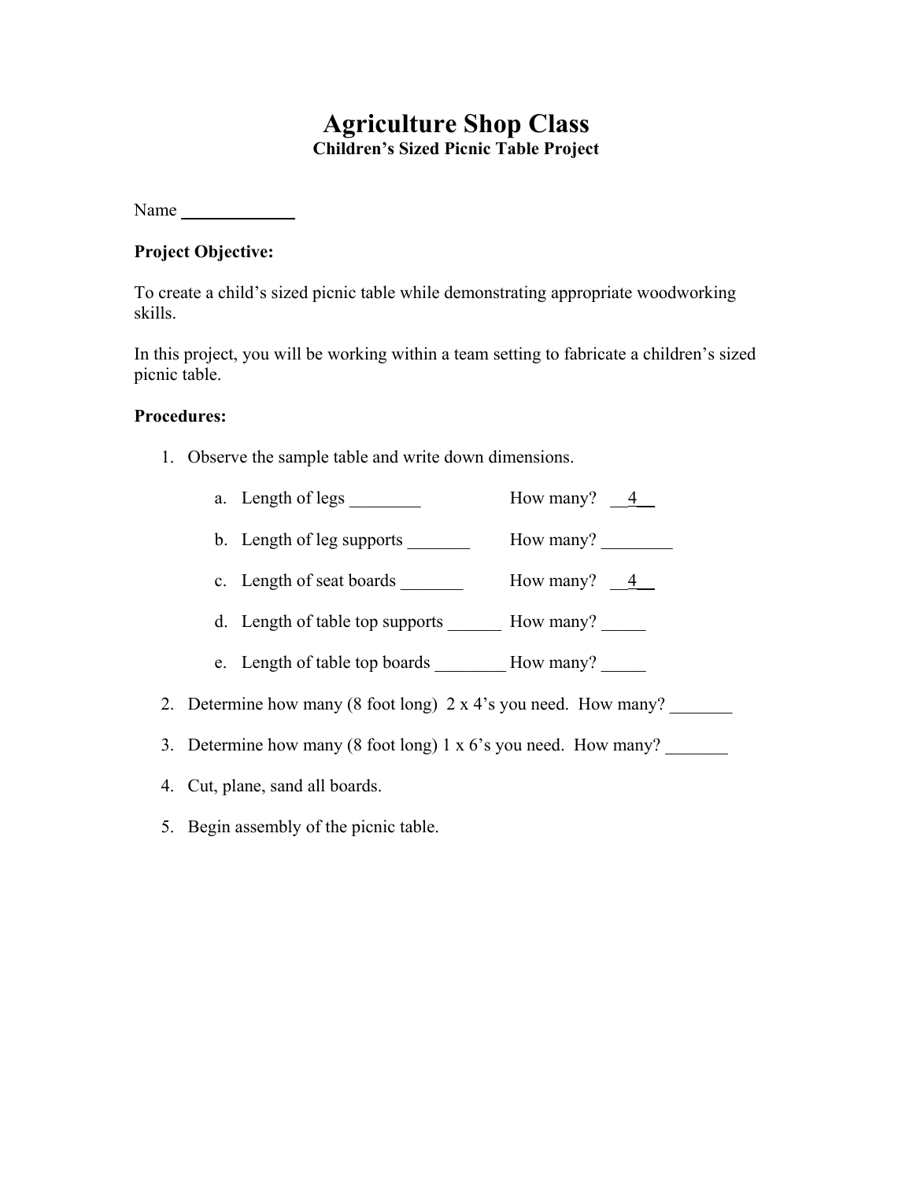# Agriculture Shop Class

### Children's Sized Picnic Table Project

Name _____________

**Project Objective:**

To create a child's sized picnic table while demonstrating appropriate woodworking skills.

In this project, you will be working within a team setting to fabricate a children's sized picnic table.

**Procedures:**

1. Observe the sample table and write down dimensions.
    a. Length of legs ________ How many? __4__
    b. Length of leg supports _______ How many? ________
    c. Length of seat boards _______ How many? __4__
    d. Length of table top supports ______ How many? _____
    e. Length of table top boards ________ How many? _____
2. Determine how many (8 foot long) 2 x 4's you need. How many? _______
3. Determine how many (8 foot long) 1 x 6's you need. How many? _______
4. Cut, plane, sand all boards.
5. Begin assembly of the picnic table.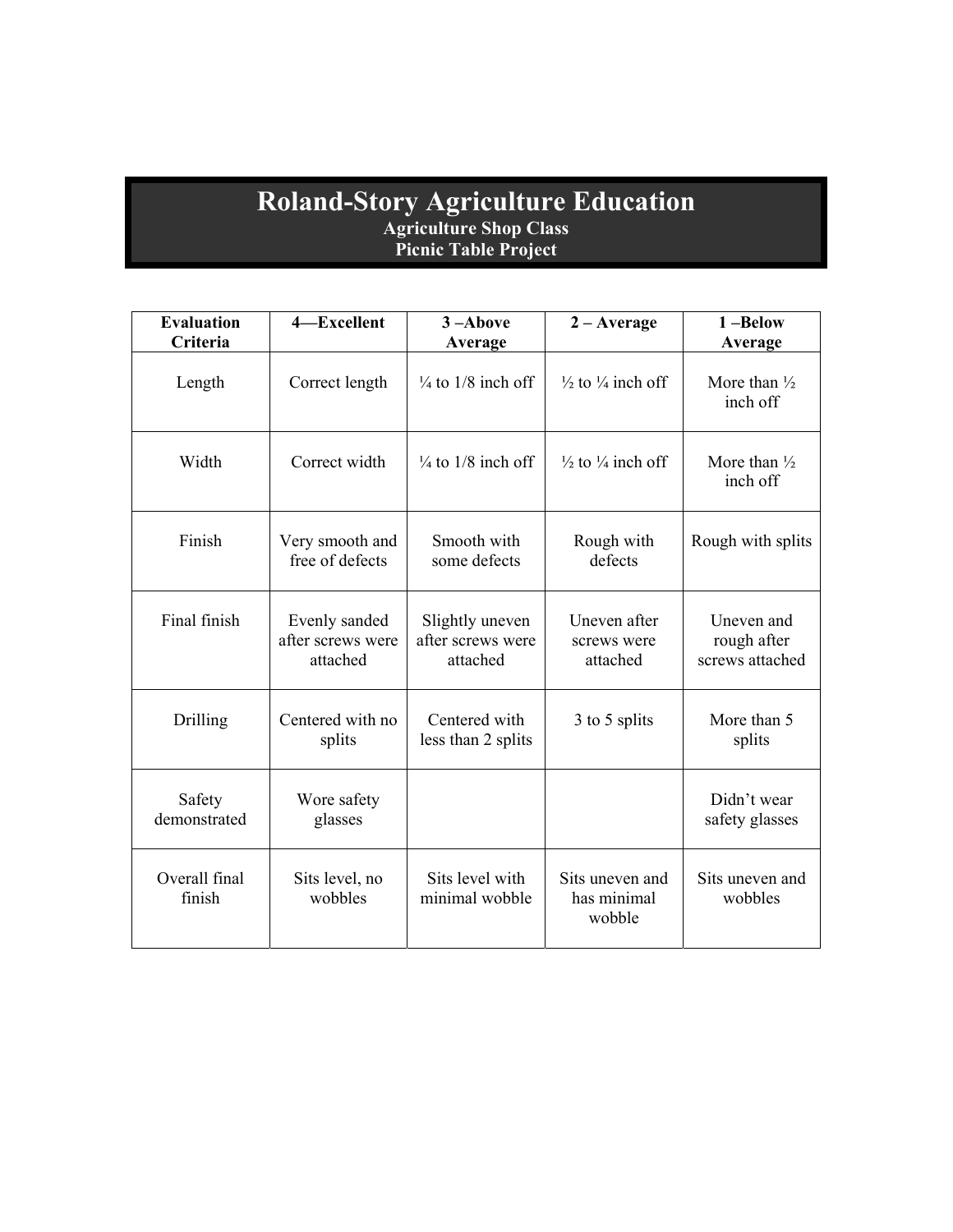# Roland-Story Agriculture Education

### Agriculture Shop Class

### Picnic Table Project

| Evaluation Criteria | 4—Excellent | 3 –Above Average | 2 – Average | 1 –Below Average |
|---|---|---|---|---|
| Length | Correct length | ¼ to 1/8 inch off | ½ to ¼ inch off | More than ½ inch off |
| Width | Correct width | ¼ to 1/8 inch off | ½ to ¼ inch off | More than ½ inch off |
| Finish | Very smooth and free of defects | Smooth with some defects | Rough with defects | Rough with splits |
| Final finish | Evenly sanded after screws were attached | Slightly uneven after screws were attached | Uneven after screws were attached | Uneven and rough after screws attached |
| Drilling | Centered with no splits | Centered with less than 2 splits | 3 to 5 splits | More than 5 splits |
| Safety demonstrated | Wore safety glasses | | | Didn't wear safety glasses |
| Overall final finish | Sits level, no wobbles | Sits level with minimal wobble | Sits uneven and has minimal wobble | Sits uneven and wobbles |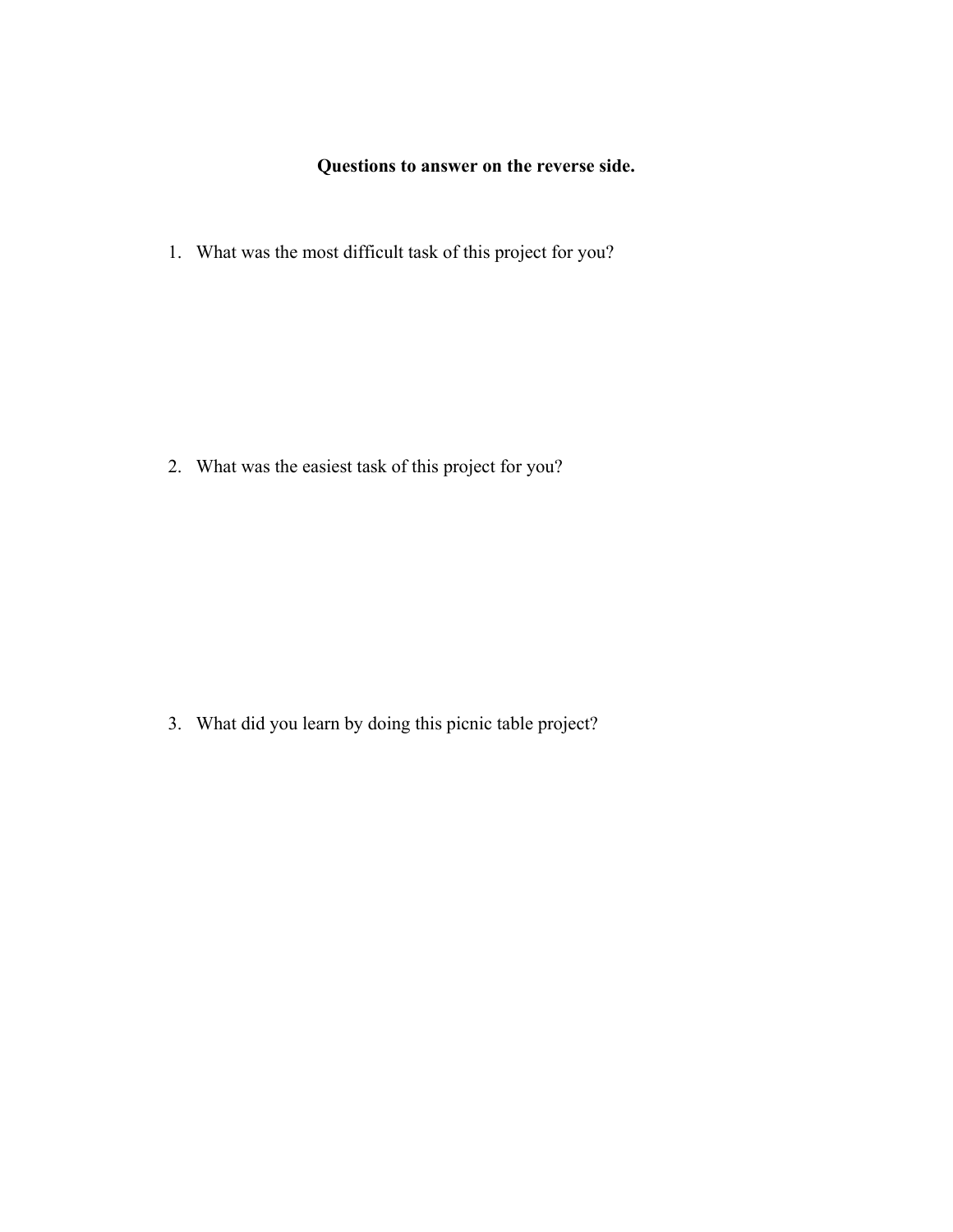**Questions to answer on the reverse side.**

1. What was the most difficult task of this project for you?

2. What was the easiest task of this project for you?

3. What did you learn by doing this picnic table project?